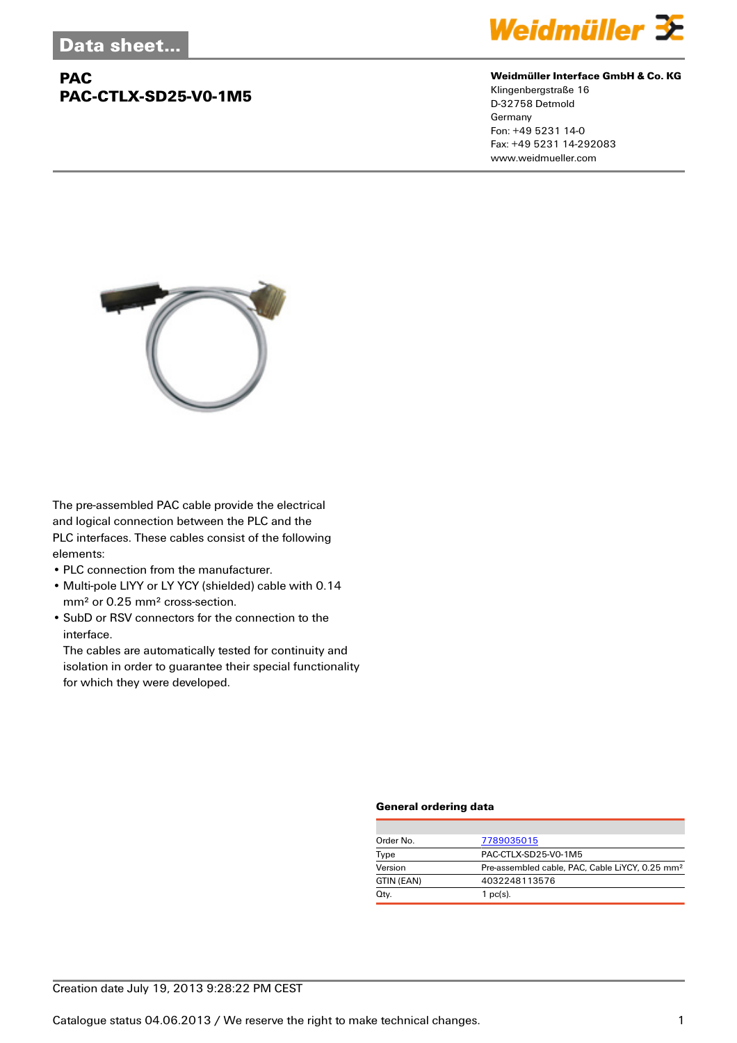Data sheet...

# PAC
# PAC-CTLX-SD25-V0-1M5

**Weidmüller Interface GmbH & Co. KG**
Klingenbergstraße 16
D-32758 Detmold
Germany
Fon: +49 5231 14-0
Fax: +49 5231 14-292083
www.weidmueller.com

The pre-assembled PAC cable provide the electrical and logical connection between the PLC and the PLC interfaces. These cables consist of the following elements:

- PLC connection from the manufacturer.
- Multi-pole LIYY or LY YCY (shielded) cable with 0.14 mm² or 0.25 mm² cross-section.
- SubD or RSV connectors for the connection to the interface.
  The cables are automatically tested for continuity and isolation in order to guarantee their special functionality for which they were developed.

### General ordering data

| | |
|---|---|
| Order No. | 7789035015 |
| Type | PAC-CTLX-SD25-V0-1M5 |
| Version | Pre-assembled cable, PAC, Cable LiYCY, 0.25 mm² |
| GTIN (EAN) | 4032248113576 |
| Qty. | 1 pc(s). |

Creation date July 19, 2013 9:28:22 PM CEST

Catalogue status 04.06.2013 / We reserve the right to make technical changes.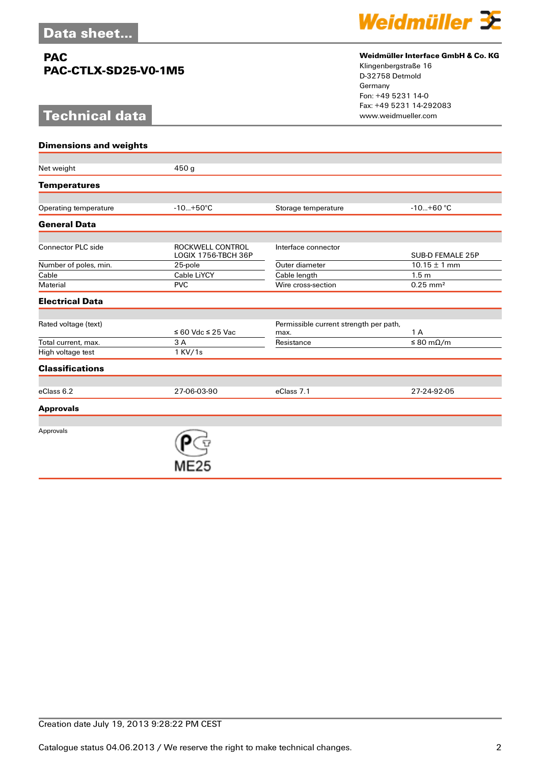Data sheet...

# PAC
## PAC-CTLX-SD25-V0-1M5

**Weidmüller Interface GmbH & Co. KG**
Klingenbergstraße 16
D-32758 Detmold
Germany
Fon: +49 5231 14-0
Fax: +49 5231 14-292083
www.weidmueller.com

## Technical data

### Dimensions and weights

| | |
|---|---|
| Net weight | 450 g |

### Temperatures

| | | | |
|---|---|---|---|
| Operating temperature | -10...+50°C | Storage temperature | -10...+60 °C |

### General Data

| | | | |
|---|---|---|---|
| Connector PLC side | ROCKWELL CONTROL LOGIX 1756-TBCH 36P | Interface connector | SUB-D FEMALE 25P |
| Number of poles, min. | 25-pole | Outer diameter | 10.15 ± 1 mm |
| Cable | Cable LiYCY | Cable length | 1.5 m |
| Material | PVC | Wire cross-section | 0.25 mm² |

### Electrical Data

| | | | |
|---|---|---|---|
| Rated voltage (text) | ≤ 60 Vdc ≤ 25 Vac | Permissible current strength per path, max. | 1 A |
| Total current, max. | 3 A | Resistance | ≤ 80 mΩ/m |
| High voltage test | 1 KV/1s | | |

### Classifications

| | | | |
|---|---|---|---|
| eClass 6.2 | 27-06-03-90 | eClass 7.1 | 27-24-92-05 |

### Approvals

Approvals

ME25

Creation date July 19, 2013 9:28:22 PM CEST

Catalogue status 04.06.2013 / We reserve the right to make technical changes.